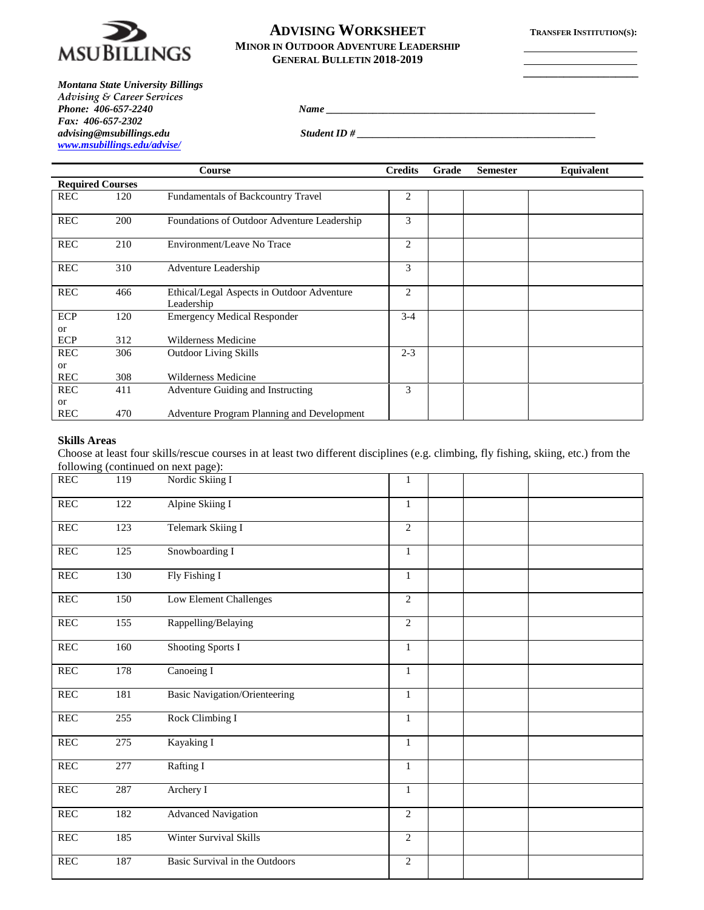# ADVISING WORKSHEET

## MINOR IN OUTDOOR ADVENTURE LEADERSHIP

## GENERAL BULLETIN 2018-2019

**TRANSFER INSTITUTION(S):**

\_\_\_\_\_\_\_\_\_\_\_\_\_\_\_\_\_\_\_\_
\_\_\_\_\_\_\_\_\_\_\_\_\_\_\_\_\_\_\_\_
\_\_\_\_\_\_\_\_\_\_\_\_\_\_\_\_\_\_\_\_

***Montana State University Billings***
*Advising & Career Services*
***Phone: 406-657-2240***
***Fax: 406-657-2302***
***advising@msubillings.edu***
***www.msubillings.edu/advise/***

***Name*** \_\_\_\_\_\_\_\_\_\_\_\_\_\_\_\_\_\_\_\_\_\_\_\_\_\_\_\_\_\_\_\_\_\_\_\_\_\_\_\_\_\_\_\_

***Student ID #*** \_\_\_\_\_\_\_\_\_\_\_\_\_\_\_\_\_\_\_\_\_\_\_\_\_\_\_\_\_\_\_\_\_\_\_\_\_\_\_\_

| | | Course | Credits | Grade | Semester | Equivalent |
|---|---|---|---|---|---|---|
| **Required Courses** | | | | | | |
| REC | 120 | Fundamentals of Backcountry Travel | 2 | | | |
| REC | 200 | Foundations of Outdoor Adventure Leadership | 3 | | | |
| REC | 210 | Environment/Leave No Trace | 2 | | | |
| REC | 310 | Adventure Leadership | 3 | | | |
| REC | 466 | Ethical/Legal Aspects in Outdoor Adventure Leadership | 2 | | | |
| ECP or ECP | 120 or 312 | Emergency Medical Responder or Wilderness Medicine | 3-4 | | | |
| REC or REC | 306 or 308 | Outdoor Living Skills or Wilderness Medicine | 2-3 | | | |
| REC or REC | 411 or 470 | Adventure Guiding and Instructing or Adventure Program Planning and Development | 3 | | | |

### Skills Areas

Choose at least four skills/rescue courses in at least two different disciplines (e.g. climbing, fly fishing, skiing, etc.) from the following (continued on next page):

| | | Course | Credits | Grade | Semester | Equivalent |
|---|---|---|---|---|---|---|
| REC | 119 | Nordic Skiing I | 1 | | | |
| REC | 122 | Alpine Skiing I | 1 | | | |
| REC | 123 | Telemark Skiing I | 2 | | | |
| REC | 125 | Snowboarding I | 1 | | | |
| REC | 130 | Fly Fishing I | 1 | | | |
| REC | 150 | Low Element Challenges | 2 | | | |
| REC | 155 | Rappelling/Belaying | 2 | | | |
| REC | 160 | Shooting Sports I | 1 | | | |
| REC | 178 | Canoeing I | 1 | | | |
| REC | 181 | Basic Navigation/Orienteering | 1 | | | |
| REC | 255 | Rock Climbing I | 1 | | | |
| REC | 275 | Kayaking I | 1 | | | |
| REC | 277 | Rafting I | 1 | | | |
| REC | 287 | Archery I | 1 | | | |
| REC | 182 | Advanced Navigation | 2 | | | |
| REC | 185 | Winter Survival Skills | 2 | | | |
| REC | 187 | Basic Survival in the Outdoors | 2 | | | |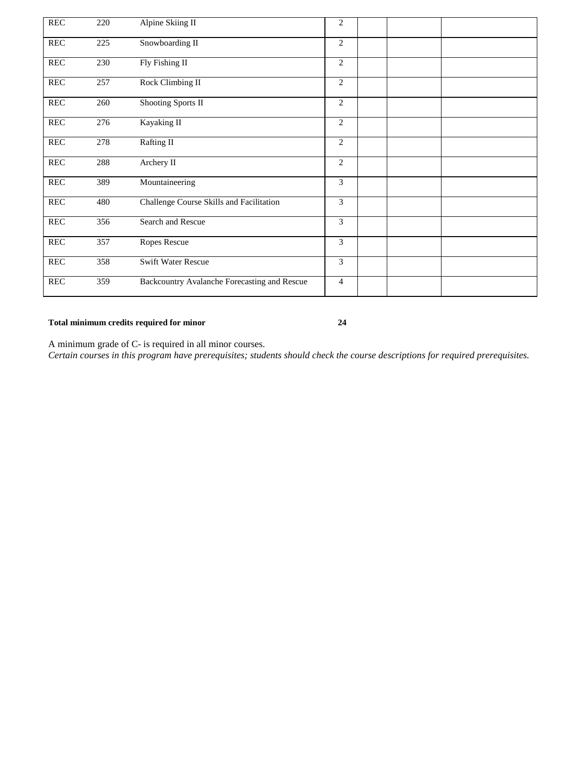| | | | | | | |
|---|---|---|---|---|---|---|
| REC | 220 | Alpine Skiing II | 2 | | | |
| REC | 225 | Snowboarding II | 2 | | | |
| REC | 230 | Fly Fishing II | 2 | | | |
| REC | 257 | Rock Climbing II | 2 | | | |
| REC | 260 | Shooting Sports II | 2 | | | |
| REC | 276 | Kayaking II | 2 | | | |
| REC | 278 | Rafting II | 2 | | | |
| REC | 288 | Archery II | 2 | | | |
| REC | 389 | Mountaineering | 3 | | | |
| REC | 480 | Challenge Course Skills and Facilitation | 3 | | | |
| REC | 356 | Search and Rescue | 3 | | | |
| REC | 357 | Ropes Rescue | 3 | | | |
| REC | 358 | Swift Water Rescue | 3 | | | |
| REC | 359 | Backcountry Avalanche Forecasting and Rescue | 4 | | | |

**Total minimum credits required for minor** **24**

A minimum grade of C- is required in all minor courses.
*Certain courses in this program have prerequisites; students should check the course descriptions for required prerequisites.*